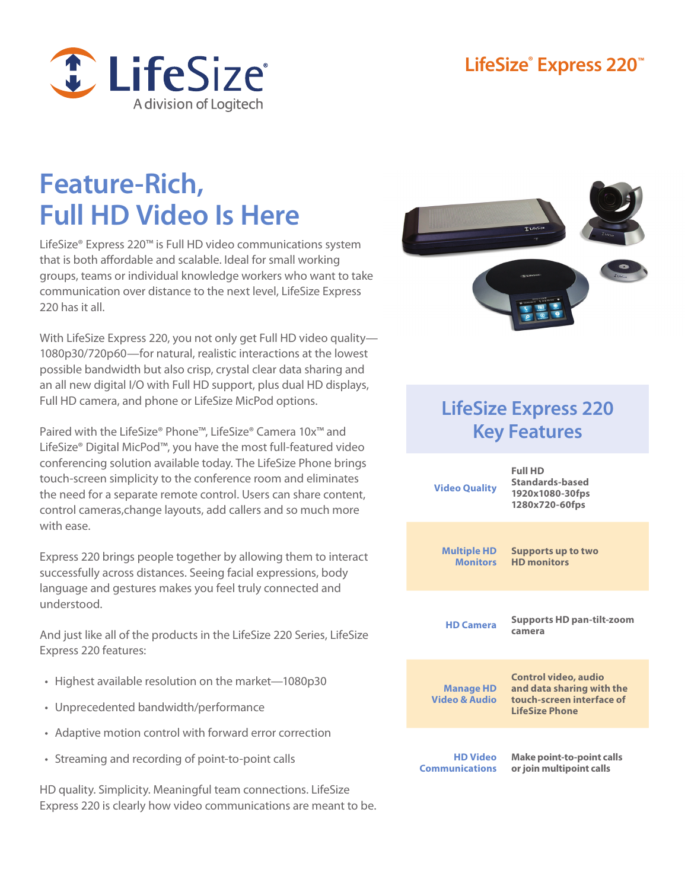LifeSize® Express 220™

# Feature-Rich, Full HD Video Is Here

LifeSize® Express 220™ is Full HD video communications system that is both affordable and scalable. Ideal for small working groups, teams or individual knowledge workers who want to take communication over distance to the next level, LifeSize Express 220 has it all.

With LifeSize Express 220, you not only get Full HD video quality—1080p30/720p60—for natural, realistic interactions at the lowest possible bandwidth but also crisp, crystal clear data sharing and an all new digital I/O with Full HD support, plus dual HD displays, Full HD camera, and phone or LifeSize MicPod options.

Paired with the LifeSize® Phone™, LifeSize® Camera 10x™ and LifeSize® Digital MicPod™, you have the most full-featured video conferencing solution available today. The LifeSize Phone brings touch-screen simplicity to the conference room and eliminates the need for a separate remote control. Users can share content, control cameras,change layouts, add callers and so much more with ease.

Express 220 brings people together by allowing them to interact successfully across distances. Seeing facial expressions, body language and gestures makes you feel truly connected and understood.

And just like all of the products in the LifeSize 220 Series, LifeSize Express 220 features:

- Highest available resolution on the market—1080p30
- Unprecedented bandwidth/performance
- Adaptive motion control with forward error correction
- Streaming and recording of point-to-point calls

HD quality. Simplicity. Meaningful team connections. LifeSize Express 220 is clearly how video communications are meant to be.

## LifeSize Express 220 Key Features

| Feature | Description |
|---|---|
| Video Quality | Full HD<br>Standards-based<br>1920x1080-30fps<br>1280x720-60fps |
| Multiple HD Monitors | Supports up to two HD monitors |
| HD Camera | Supports HD pan-tilt-zoom camera |
| Manage HD Video & Audio | Control video, audio and data sharing with the touch-screen interface of LifeSize Phone |
| HD Video Communications | Make point-to-point calls or join multipoint calls |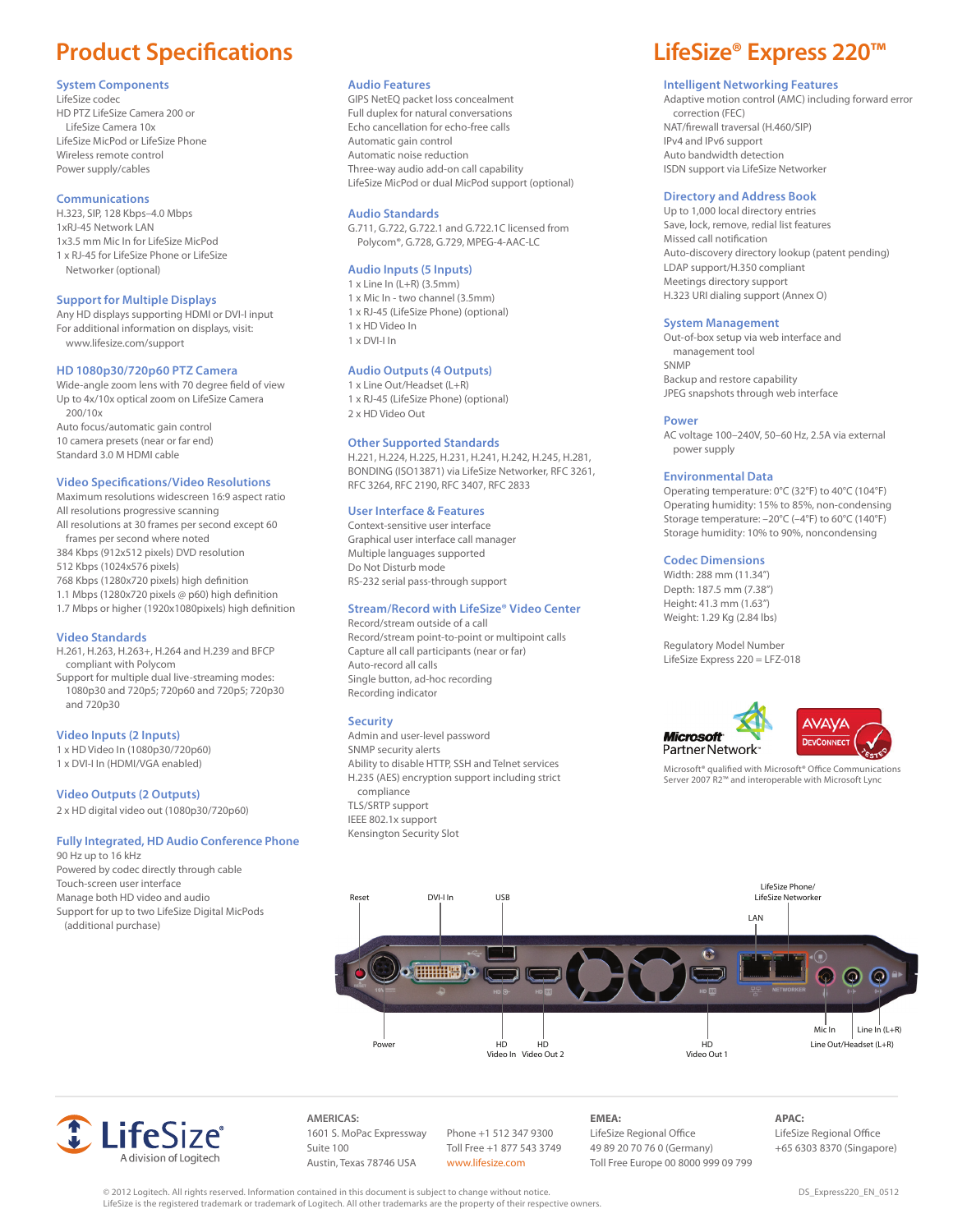# Product Specifications

# LifeSize® Express 220™

## System Components

LifeSize codec
HD PTZ LifeSize Camera 200 or LifeSize Camera 10x
LifeSize MicPod or LifeSize Phone
Wireless remote control
Power supply/cables

## Communications

H.323, SIP, 128 Kbps–4.0 Mbps
1xRJ-45 Network LAN
1x3.5 mm Mic In for LifeSize MicPod
1 x RJ-45 for LifeSize Phone or LifeSize Networker (optional)

## Support for Multiple Displays

Any HD displays supporting HDMI or DVI-I input
For additional information on displays, visit: www.lifesize.com/support

## HD 1080p30/720p60 PTZ Camera

Wide-angle zoom lens with 70 degree field of view
Up to 4x/10x optical zoom on LifeSize Camera 200/10x
Auto focus/automatic gain control
10 camera presets (near or far end)
Standard 3.0 M HDMI cable

## Video Specifications/Video Resolutions

Maximum resolutions widescreen 16:9 aspect ratio
All resolutions progressive scanning
All resolutions at 30 frames per second except 60 frames per second where noted
384 Kbps (912x512 pixels) DVD resolution
512 Kbps (1024x576 pixels)
768 Kbps (1280x720 pixels) high definition
1.1 Mbps (1280x720 pixels @ p60) high definition
1.7 Mbps or higher (1920x1080pixels) high definition

## Video Standards

H.261, H.263, H.263+, H.264 and H.239 and BFCP compliant with Polycom
Support for multiple dual live-streaming modes: 1080p30 and 720p5; 720p60 and 720p5; 720p30 and 720p30

## Video Inputs (2 Inputs)

1 x HD Video In (1080p30/720p60)
1 x DVI-I In (HDMI/VGA enabled)

## Video Outputs (2 Outputs)

2 x HD digital video out (1080p30/720p60)

## Fully Integrated, HD Audio Conference Phone

90 Hz up to 16 kHz
Powered by codec directly through cable
Touch-screen user interface
Manage both HD video and audio
Support for up to two LifeSize Digital MicPods (additional purchase)

## Audio Features

GIPS NetEQ packet loss concealment
Full duplex for natural conversations
Echo cancellation for echo-free calls
Automatic gain control
Automatic noise reduction
Three-way audio add-on call capability
LifeSize MicPod or dual MicPod support (optional)

## Audio Standards

G.711, G.722, G.722.1 and G.722.1C licensed from Polycom®, G.728, G.729, MPEG-4-AAC-LC

## Audio Inputs (5 Inputs)

1 x Line In (L+R) (3.5mm)
1 x Mic In - two channel (3.5mm)
1 x RJ-45 (LifeSize Phone) (optional)
1 x HD Video In
1 x DVI-I In

## Audio Outputs (4 Outputs)

1 x Line Out/Headset (L+R)
1 x RJ-45 (LifeSize Phone) (optional)
2 x HD Video Out

## Other Supported Standards

H.221, H.224, H.225, H.231, H.241, H.242, H.245, H.281, BONDING (ISO13871) via LifeSize Networker, RFC 3261, RFC 3264, RFC 2190, RFC 3407, RFC 2833

## User Interface & Features

Context-sensitive user interface
Graphical user interface call manager
Multiple languages supported
Do Not Disturb mode
RS-232 serial pass-through support

## Stream/Record with LifeSize® Video Center

Record/stream outside of a call
Record/stream point-to-point or multipoint calls
Capture all call participants (near or far)
Auto-record all calls
Single button, ad-hoc recording
Recording indicator

## Security

Admin and user-level password
SNMP security alerts
Ability to disable HTTP, SSH and Telnet services
H.235 (AES) encryption support including strict compliance
TLS/SRTP support
IEEE 802.1x support
Kensington Security Slot

## Intelligent Networking Features

Adaptive motion control (AMC) including forward error correction (FEC)
NAT/firewall traversal (H.460/SIP)
IPv4 and IPv6 support
Auto bandwidth detection
ISDN support via LifeSize Networker

## Directory and Address Book

Up to 1,000 local directory entries
Save, lock, remove, redial list features
Missed call notification
Auto-discovery directory lookup (patent pending)
LDAP support/H.350 compliant
Meetings directory support
H.323 URI dialing support (Annex O)

## System Management

Out-of-box setup via web interface and management tool
SNMP
Backup and restore capability
JPEG snapshots through web interface

## Power

AC voltage 100–240V, 50–60 Hz, 2.5A via external power supply

## Environmental Data

Operating temperature: 0°C (32°F) to 40°C (104°F)
Operating humidity: 15% to 85%, non-condensing
Storage temperature: –20°C (–4°F) to 60°C (140°F)
Storage humidity: 10% to 90%, noncondensing

## Codec Dimensions

Width: 288 mm (11.34")
Depth: 187.5 mm (7.38")
Height: 41.3 mm (1.63")
Weight: 1.29 Kg (2.84 lbs)

Regulatory Model Number
LifeSize Express 220 = LFZ-018

Microsoft Partner Network
AVAYA DevConnect Tested

Microsoft® qualified with Microsoft® Office Communications Server 2007 R2™ and interoperable with Microsoft Lync

Reset
DVI-I In
USB
LifeSize Phone/ LifeSize Networker
LAN
Power
HD Video In
HD Video Out 2
HD Video Out 1
Mic In
Line In (L+R)
Line Out/Headset (L+R)

LifeSize
A division of Logitech

**AMERICAS:**
1601 S. MoPac Expressway
Suite 100
Austin, Texas 78746 USA

Phone +1 512 347 9300
Toll Free +1 877 543 3749
www.lifesize.com

**EMEA:**
LifeSize Regional Office
49 89 20 70 76 0 (Germany)
Toll Free Europe 00 8000 999 09 799

**APAC:**
LifeSize Regional Office
+65 6303 8370 (Singapore)

© 2012 Logitech. All rights reserved. Information contained in this document is subject to change without notice.
LifeSize is the registered trademark or trademark of Logitech. All other trademarks are the property of their respective owners.

DS_Express220_EN_0512